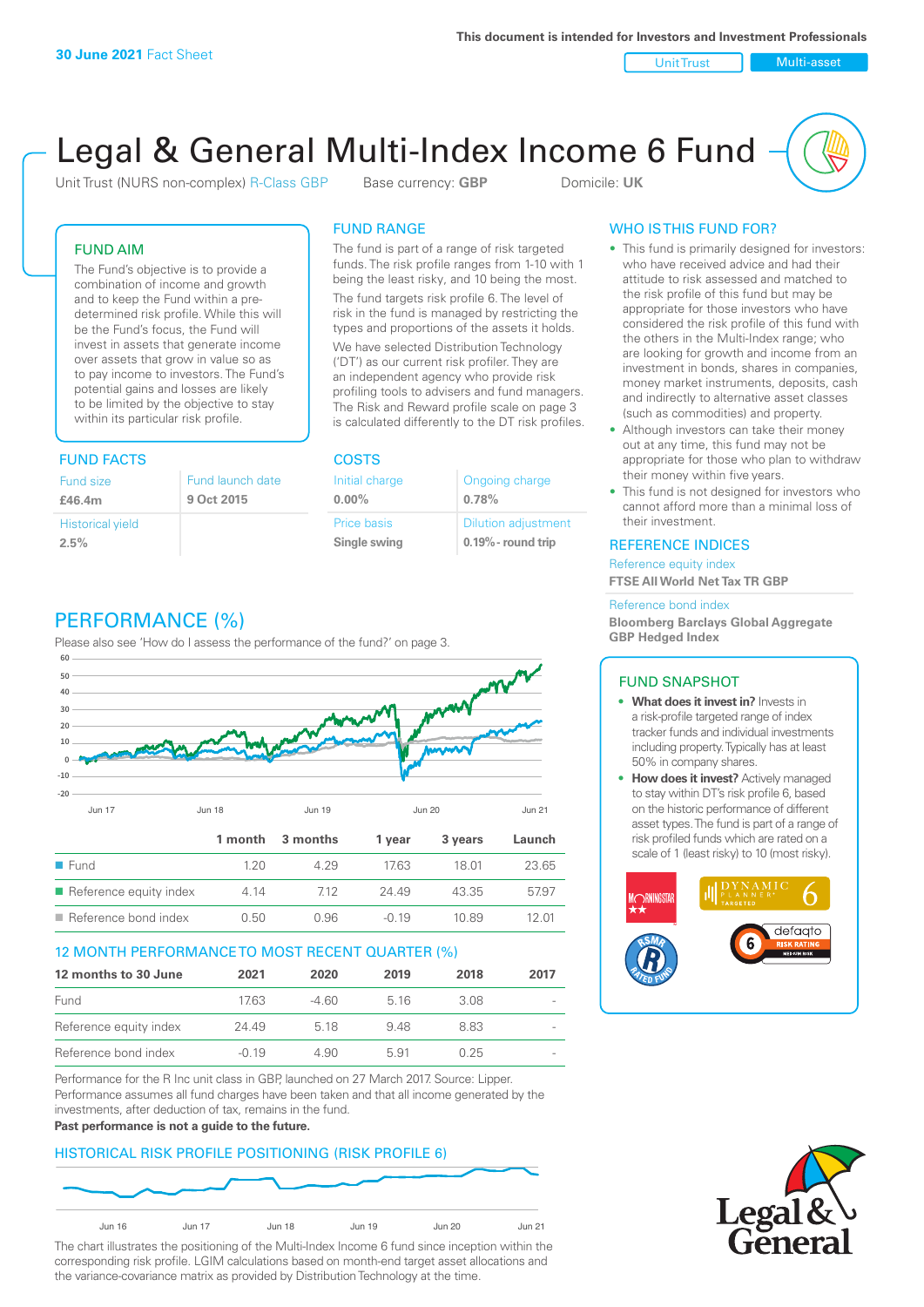**30 June 2021** Fact Sheet

This document is intended for Investors and Investment Professionals

Unit Trust | Multi-asset

# Legal & General Multi-Index Income 6 Fund

Unit Trust (NURS non-complex) R-Class GBP    Base currency: **GBP**    Domicile: **UK**

## FUND AIM

The Fund's objective is to provide a combination of income and growth and to keep the Fund within a pre-determined risk profile. While this will be the Fund's focus, the Fund will invest in assets that generate income over assets that grow in value so as to pay income to investors. The Fund's potential gains and losses are likely to be limited by the objective to stay within its particular risk profile.

## FUND FACTS

| | |
|---|---|
| Fund size **£46.4m** | Fund launch date **9 Oct 2015** |
| Historical yield **2.5%** | |

## FUND RANGE

The fund is part of a range of risk targeted funds. The risk profile ranges from 1-10 with 1 being the least risky, and 10 being the most.

The fund targets risk profile 6. The level of risk in the fund is managed by restricting the types and proportions of the assets it holds. We have selected Distribution Technology ('DT') as our current risk profiler. They are an independent agency who provide risk profiling tools to advisers and fund managers. The Risk and Reward profile scale on page 3 is calculated differently to the DT risk profiles.

## COSTS

| | |
|---|---|
| Initial charge **0.00%** | Ongoing charge **0.78%** |
| Price basis **Single swing** | Dilution adjustment **0.19% - round trip** |

## WHO IS THIS FUND FOR?

- This fund is primarily designed for investors: who have received advice and had their attitude to risk assessed and matched to the risk profile of this fund but may be appropriate for those investors who have considered the risk profile of this fund with the others in the Multi-Index range; who are looking for growth and income from an investment in bonds, shares in companies, money market instruments, deposits, cash and indirectly to alternative asset classes (such as commodities) and property.
- Although investors can take their money out at any time, this fund may not be appropriate for those who plan to withdraw their money within five years.
- This fund is not designed for investors who cannot afford more than a minimal loss of their investment.

## REFERENCE INDICES

Reference equity index
**FTSE All World Net Tax TR GBP**

Reference bond index
**Bloomberg Barclays Global Aggregate GBP Hedged Index**

## PERFORMANCE (%)

Please also see 'How do I assess the performance of the fund?' on page 3.

60
50
40
30
20
10
0
-10
-20
Jun 17 Jun 18 Jun 19 Jun 20 Jun 21

| | 1 month | 3 months | 1 year | 3 years | Launch |
|---|---|---|---|---|---|
| Fund | 1.20 | 4.29 | 17.63 | 18.01 | 23.65 |
| Reference equity index | 4.14 | 7.12 | 24.49 | 43.35 | 57.97 |
| Reference bond index | 0.50 | 0.96 | -0.19 | 10.89 | 12.01 |

## 12 MONTH PERFORMANCE TO MOST RECENT QUARTER (%)

| 12 months to 30 June | 2021 | 2020 | 2019 | 2018 | 2017 |
|---|---|---|---|---|---|
| Fund | 17.63 | -4.60 | 5.16 | 3.08 | - |
| Reference equity index | 24.49 | 5.18 | 9.48 | 8.83 | - |
| Reference bond index | -0.19 | 4.90 | 5.91 | 0.25 | - |

Performance for the R Inc unit class in GBP, launched on 27 March 2017. Source: Lipper. Performance assumes all fund charges have been taken and that all income generated by the investments, after deduction of tax, remains in the fund.

**Past performance is not a guide to the future.**

## HISTORICAL RISK PROFILE POSITIONING (RISK PROFILE 6)

Jun 16 Jun 17 Jun 18 Jun 19 Jun 20 Jun 21

The chart illustrates the positioning of the Multi-Index Income 6 fund since inception within the corresponding risk profile. LGIM calculations based on month-end target asset allocations and the variance-covariance matrix as provided by Distribution Technology at the time.

## FUND SNAPSHOT

- **What does it invest in?** Invests in a risk-profile targeted range of index tracker funds and individual investments including property. Typically has at least 50% in company shares.
- **How does it invest?** Actively managed to stay within DT's risk profile 6, based on the historic performance of different asset types. The fund is part of a range of risk profiled funds which are rated on a scale of 1 (least risky) to 10 (most risky).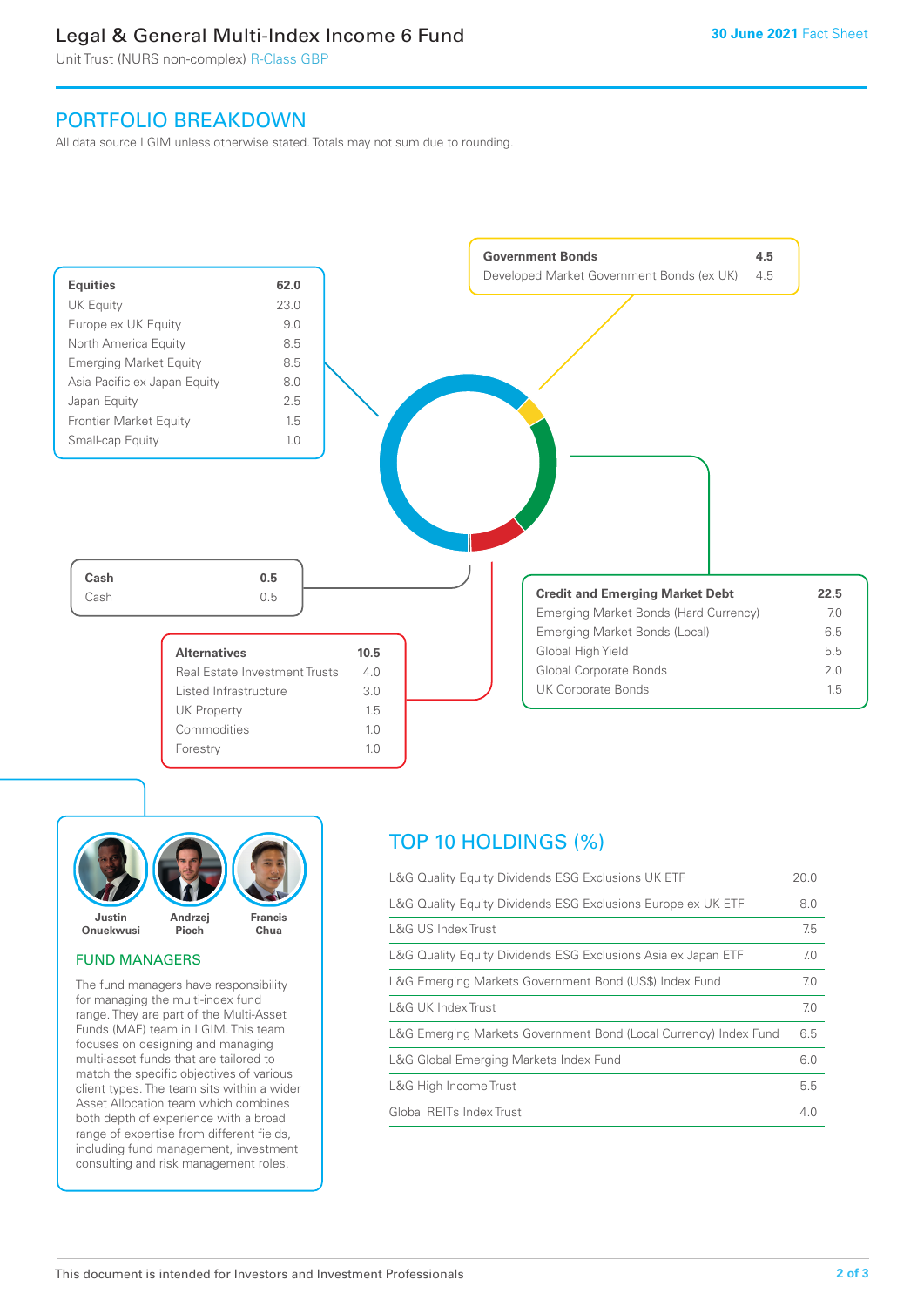# Legal & General Multi-Index Income 6 Fund

Unit Trust (NURS non-complex) R-Class GBP

**30 June 2021** Fact Sheet

## PORTFOLIO BREAKDOWN

All data source LGIM unless otherwise stated. Totals may not sum due to rounding.

| **Equities** | **62.0** |
|---|---|
| UK Equity | 23.0 |
| Europe ex UK Equity | 9.0 |
| North America Equity | 8.5 |
| Emerging Market Equity | 8.5 |
| Asia Pacific ex Japan Equity | 8.0 |
| Japan Equity | 2.5 |
| Frontier Market Equity | 1.5 |
| Small-cap Equity | 1.0 |

| **Government Bonds** | **4.5** |
|---|---|
| Developed Market Government Bonds (ex UK) | 4.5 |

| **Credit and Emerging Market Debt** | **22.5** |
|---|---|
| Emerging Market Bonds (Hard Currency) | 7.0 |
| Emerging Market Bonds (Local) | 6.5 |
| Global High Yield | 5.5 |
| Global Corporate Bonds | 2.0 |
| UK Corporate Bonds | 1.5 |

| **Alternatives** | **10.5** |
|---|---|
| Real Estate Investment Trusts | 4.0 |
| Listed Infrastructure | 3.0 |
| UK Property | 1.5 |
| Commodities | 1.0 |
| Forestry | 1.0 |

| **Cash** | **0.5** |
|---|---|
| Cash | 0.5 |

Justin Onuekwusi | Andrzej Pioch | Francis Chua

### FUND MANAGERS

The fund managers have responsibility for managing the multi-index fund range. They are part of the Multi-Asset Funds (MAF) team in LGIM. This team focuses on designing and managing multi-asset funds that are tailored to match the specific objectives of various client types. The team sits within a wider Asset Allocation team which combines both depth of experience with a broad range of expertise from different fields, including fund management, investment consulting and risk management roles.

## TOP 10 HOLDINGS (%)

| Holding | % |
|---|---|
| L&G Quality Equity Dividends ESG Exclusions UK ETF | 20.0 |
| L&G Quality Equity Dividends ESG Exclusions Europe ex UK ETF | 8.0 |
| L&G US Index Trust | 7.5 |
| L&G Quality Equity Dividends ESG Exclusions Asia ex Japan ETF | 7.0 |
| L&G Emerging Markets Government Bond (US$) Index Fund | 7.0 |
| L&G UK Index Trust | 7.0 |
| L&G Emerging Markets Government Bond (Local Currency) Index Fund | 6.5 |
| L&G Global Emerging Markets Index Fund | 6.0 |
| L&G High Income Trust | 5.5 |
| Global REITs Index Trust | 4.0 |

This document is intended for Investors and Investment Professionals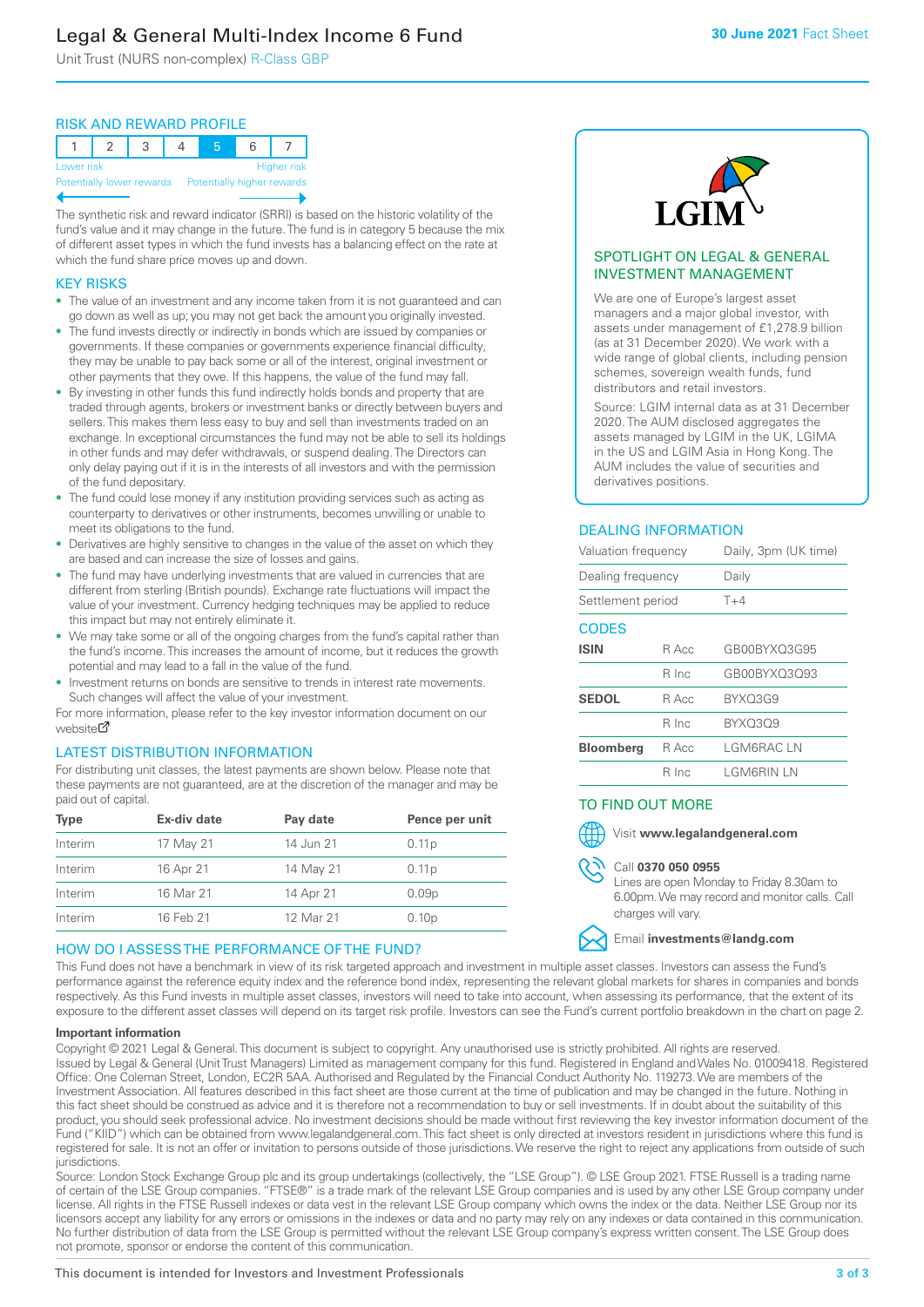# Legal & General Multi-Index Income 6 Fund

Unit Trust (NURS non-complex) R-Class GBP

**30 June 2021** Fact Sheet

## RISK AND REWARD PROFILE

| 1 | 2 | 3 | 4 | 5 | 6 | 7 |
|---|---|---|---|---|---|---|

Lower risk — Higher risk

Potentially lower rewards — Potentially higher rewards

The synthetic risk and reward indicator (SRRI) is based on the historic volatility of the fund's value and it may change in the future. The fund is in category 5 because the mix of different asset types in which the fund invests has a balancing effect on the rate at which the fund share price moves up and down.

## KEY RISKS

- The value of an investment and any income taken from it is not guaranteed and can go down as well as up; you may not get back the amount you originally invested.
- The fund invests directly or indirectly in bonds which are issued by companies or governments. If these companies or governments experience financial difficulty, they may be unable to pay back some or all of the interest, original investment or other payments that they owe. If this happens, the value of the fund may fall.
- By investing in other funds this fund indirectly holds bonds and property that are traded through agents, brokers or investment banks or directly between buyers and sellers. This makes them less easy to buy and sell than investments traded on an exchange. In exceptional circumstances the fund may not be able to sell its holdings in other funds and may defer withdrawals, or suspend dealing. The Directors can only delay paying out if it is in the interests of all investors and with the permission of the fund depositary.
- The fund could lose money if any institution providing services such as acting as counterparty to derivatives or other instruments, becomes unwilling or unable to meet its obligations to the fund.
- Derivatives are highly sensitive to changes in the value of the asset on which they are based and can increase the size of losses and gains.
- The fund may have underlying investments that are valued in currencies that are different from sterling (British pounds). Exchange rate fluctuations will impact the value of your investment. Currency hedging techniques may be applied to reduce this impact but may not entirely eliminate it.
- We may take some or all of the ongoing charges from the fund's capital rather than the fund's income. This increases the amount of income, but it reduces the growth potential and may lead to a fall in the value of the fund.
- Investment returns on bonds are sensitive to trends in interest rate movements. Such changes will affect the value of your investment.

For more information, please refer to the key investor information document on our website

## LATEST DISTRIBUTION INFORMATION

For distributing unit classes, the latest payments are shown below. Please note that these payments are not guaranteed, are at the discretion of the manager and may be paid out of capital.

| Type | Ex-div date | Pay date | Pence per unit |
|---|---|---|---|
| Interim | 17 May 21 | 14 Jun 21 | 0.11p |
| Interim | 16 Apr 21 | 14 May 21 | 0.11p |
| Interim | 16 Mar 21 | 14 Apr 21 | 0.09p |
| Interim | 16 Feb 21 | 12 Mar 21 | 0.10p |

## SPOTLIGHT ON LEGAL & GENERAL INVESTMENT MANAGEMENT

We are one of Europe's largest asset managers and a major global investor, with assets under management of £1,278.9 billion (as at 31 December 2020). We work with a wide range of global clients, including pension schemes, sovereign wealth funds, fund distributors and retail investors.

Source: LGIM internal data as at 31 December 2020. The AUM disclosed aggregates the assets managed by LGIM in the UK, LGIMA in the US and LGIM Asia in Hong Kong. The AUM includes the value of securities and derivatives positions.

## DEALING INFORMATION

| | |
|---|---|
| Valuation frequency | Daily, 3pm (UK time) |
| Dealing frequency | Daily |
| Settlement period | T+4 |

## CODES

| | | |
|---|---|---|
| **ISIN** | R Acc | GB00BYXQ3G95 |
| | R Inc | GB00BYXQ3Q93 |
| **SEDOL** | R Acc | BYXQ3G9 |
| | R Inc | BYXQ3Q9 |
| **Bloomberg** | R Acc | LGM6RAC LN |
| | R Inc | LGM6RIN LN |

## TO FIND OUT MORE

Visit **www.legalandgeneral.com**

Call **0370 050 0955**
Lines are open Monday to Friday 8.30am to 6.00pm. We may record and monitor calls. Call charges will vary.

Email **investments@landg.com**

## HOW DO I ASSESS THE PERFORMANCE OF THE FUND?

This Fund does not have a benchmark in view of its risk targeted approach and investment in multiple asset classes. Investors can assess the Fund's performance against the reference equity index and the reference bond index, representing the relevant global markets for shares in companies and bonds respectively. As this Fund invests in multiple asset classes, investors will need to take into account, when assessing its performance, that the extent of its exposure to the different asset classes will depend on its target risk profile. Investors can see the Fund's current portfolio breakdown in the chart on page 2.

**Important information**

Copyright © 2021 Legal & General. This document is subject to copyright. Any unauthorised use is strictly prohibited. All rights are reserved.

Issued by Legal & General (Unit Trust Managers) Limited as management company for this fund. Registered in England and Wales No. 01009418. Registered Office: One Coleman Street, London, EC2R 5AA. Authorised and Regulated by the Financial Conduct Authority No. 119273. We are members of the Investment Association. All features described in this fact sheet are those current at the time of publication and may be changed in the future. Nothing in this fact sheet should be construed as advice and it is therefore not a recommendation to buy or sell investments. If in doubt about the suitability of this product, you should seek professional advice. No investment decisions should be made without first reviewing the key investor information document of the Fund ("KIID") which can be obtained from www.legalandgeneral.com. This fact sheet is only directed at investors resident in jurisdictions where this fund is registered for sale. It is not an offer or invitation to persons outside of those jurisdictions. We reserve the right to reject any applications from outside of such jurisdictions.

Source: London Stock Exchange Group plc and its group undertakings (collectively, the "LSE Group"). © LSE Group 2021. FTSE Russell is a trading name of certain of the LSE Group companies. "FTSE®" is a trade mark of the relevant LSE Group companies and is used by any other LSE Group company under license. All rights in the FTSE Russell indexes or data vest in the relevant LSE Group company which owns the index or the data. Neither LSE Group nor its licensors accept any liability for any errors or omissions in the indexes or data and no party may rely on any indexes or data contained in this communication. No further distribution of data from the LSE Group is permitted without the relevant LSE Group company's express written consent. The LSE Group does not promote, sponsor or endorse the content of this communication.

This document is intended for Investors and Investment Professionals